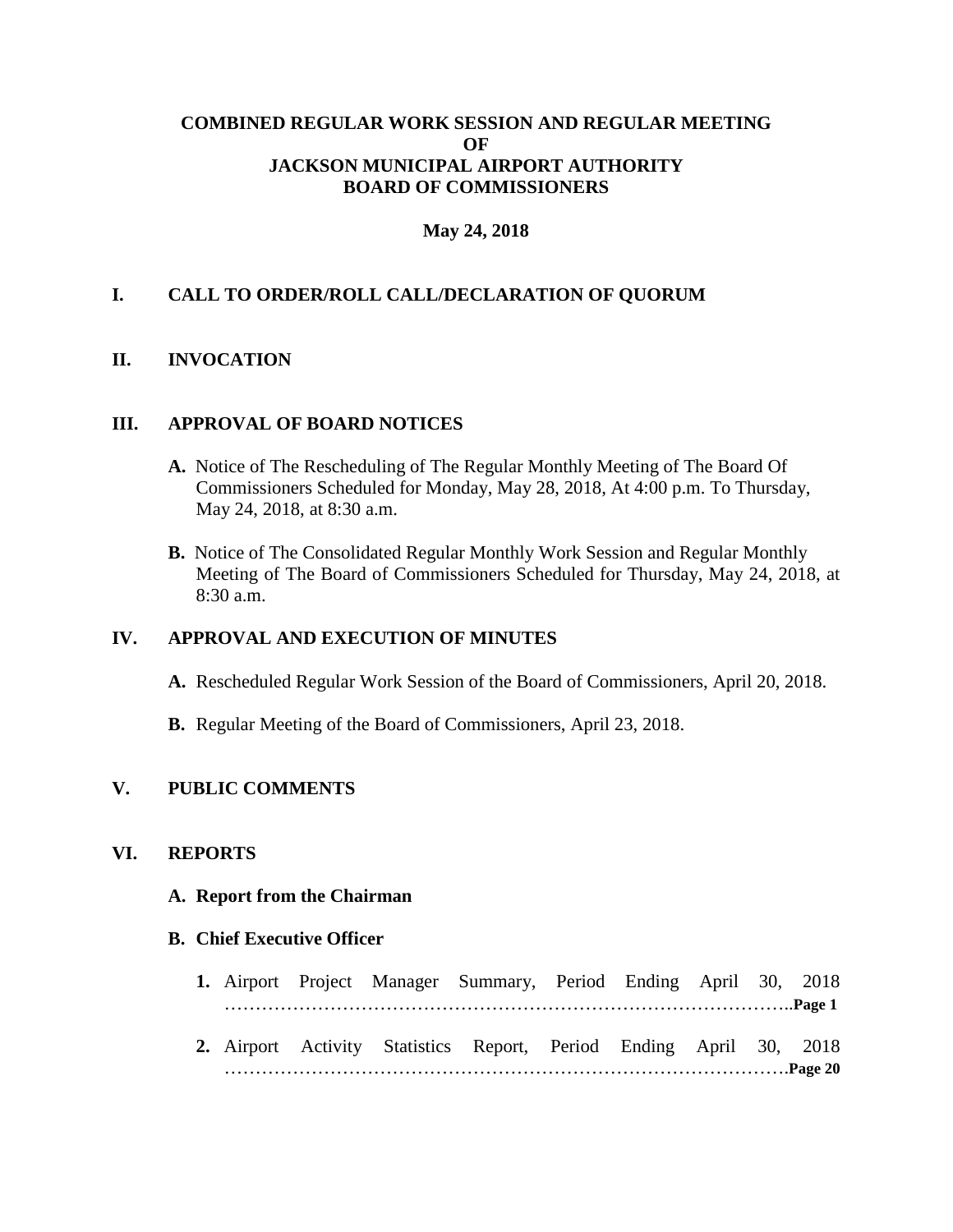# COMBINED REGULAR WORK SESSION AND REGULAR MEETING OF JACKSON MUNICIPAL AIRPORT AUTHORITY BOARD OF COMMISSIONERS

**May 24, 2018**

## I. CALL TO ORDER/ROLL CALL/DECLARATION OF QUORUM

## II. INVOCATION

## III. APPROVAL OF BOARD NOTICES

**A.** Notice of The Rescheduling of The Regular Monthly Meeting of The Board Of Commissioners Scheduled for Monday, May 28, 2018, At 4:00 p.m. To Thursday, May 24, 2018, at 8:30 a.m.

**B.** Notice of The Consolidated Regular Monthly Work Session and Regular Monthly Meeting of The Board of Commissioners Scheduled for Thursday, May 24, 2018, at 8:30 a.m.

## IV. APPROVAL AND EXECUTION OF MINUTES

**A.** Rescheduled Regular Work Session of the Board of Commissioners, April 20, 2018.

**B.** Regular Meeting of the Board of Commissioners, April 23, 2018.

## V. PUBLIC COMMENTS

## VI. REPORTS

### A. Report from the Chairman

### B. Chief Executive Officer

1. Airport Project Manager Summary, Period Ending April 30, 2018 ……………………………………………………………………………..**Page 1**
2. Airport Activity Statistics Report, Period Ending April 30, 2018 ………………………………………………………………………………**Page 20**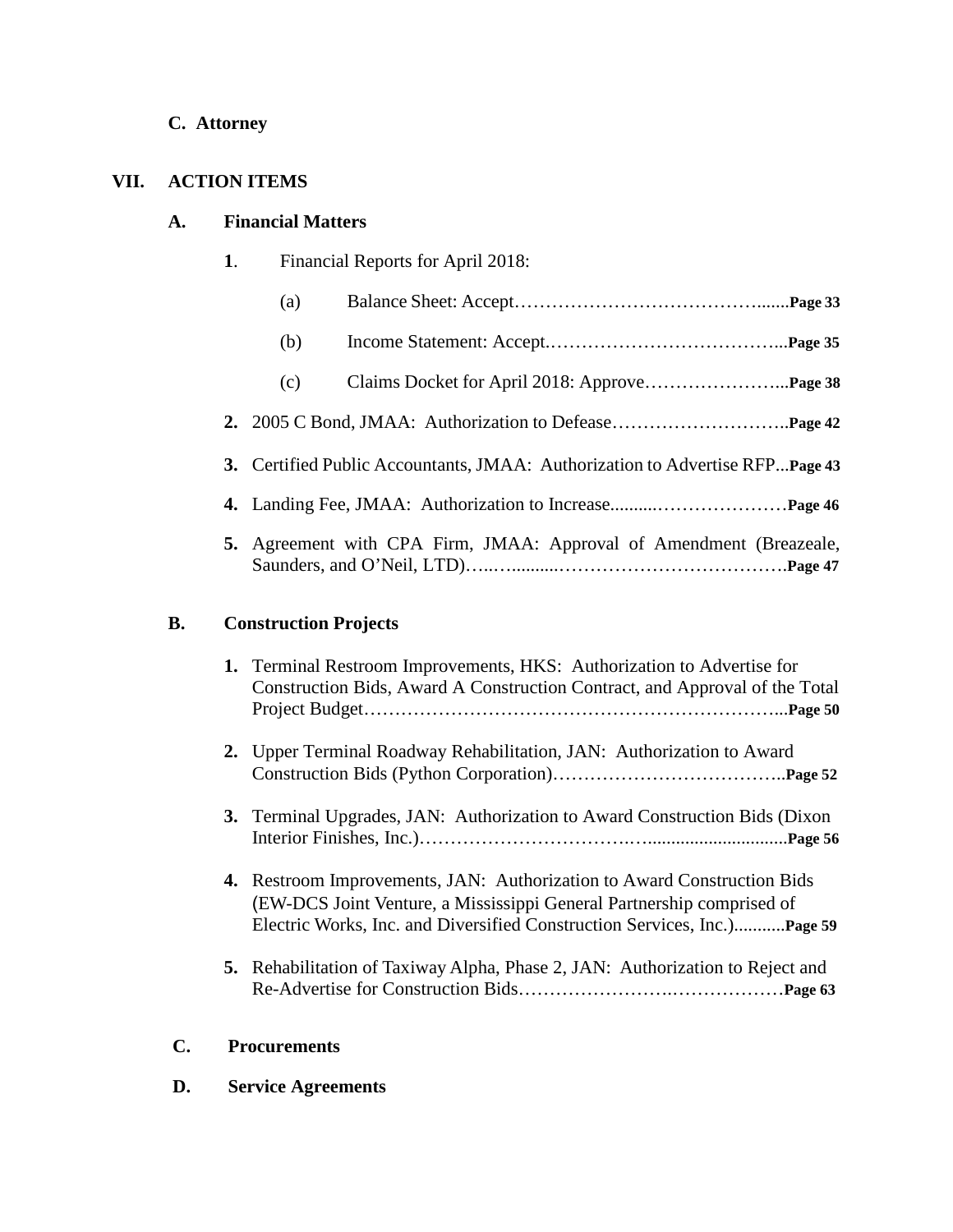**C. Attorney**

**VII. ACTION ITEMS**

**A. Financial Matters**

**1**. Financial Reports for April 2018:

(a) Balance Sheet: Accept…………………………………….......**Page 33**

(b) Income Statement: Accept.………………………………...**Page 35**

(c) Claims Docket for April 2018: Approve…………………...**Page 38**

**2.** 2005 C Bond, JMAA: Authorization to Defease………………………..**Page 42**

**3.** Certified Public Accountants, JMAA: Authorization to Advertise RFP...**Page 43**

**4.** Landing Fee, JMAA: Authorization to Increase..........…………………**Page 46**

**5.** Agreement with CPA Firm, JMAA: Approval of Amendment (Breazeale, Saunders, and O'Neil, LTD)…..….........………………………………**Page 47**

**B. Construction Projects**

**1.** Terminal Restroom Improvements, HKS: Authorization to Advertise for Construction Bids, Award A Construction Contract, and Approval of the Total Project Budget…………………………………………………………...**Page 50**

**2.** Upper Terminal Roadway Rehabilitation, JAN: Authorization to Award Construction Bids (Python Corporation)………………………………..**Page 52**

**3.** Terminal Upgrades, JAN: Authorization to Award Construction Bids (Dixon Interior Finishes, Inc.)……………………………..…..............................**Page 56**

**4.** Restroom Improvements, JAN: Authorization to Award Construction Bids (EW-DCS Joint Venture, a Mississippi General Partnership comprised of Electric Works, Inc. and Diversified Construction Services, Inc.)...........**Page 59**

**5.** Rehabilitation of Taxiway Alpha, Phase 2, JAN: Authorization to Reject and Re-Advertise for Construction Bids…………………….………………**Page 63**

**C. Procurements**

**D. Service Agreements**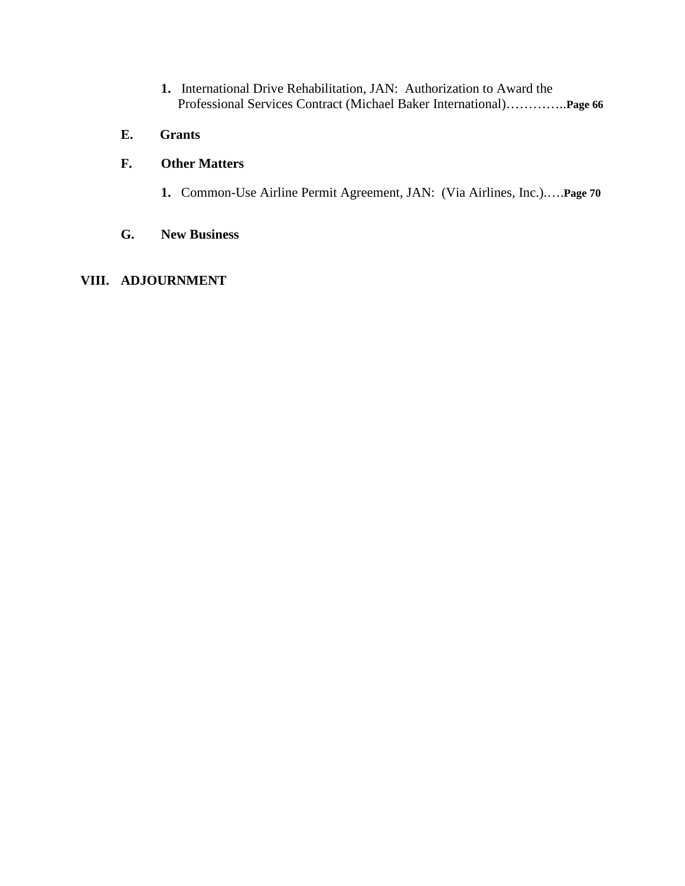1. International Drive Rehabilitation, JAN: Authorization to Award the Professional Services Contract (Michael Baker International)…………..**Page 66**

**E. Grants**

**F. Other Matters**

1. Common-Use Airline Permit Agreement, JAN: (Via Airlines, Inc.).….**Page 70**

**G. New Business**

## VIII. ADJOURNMENT